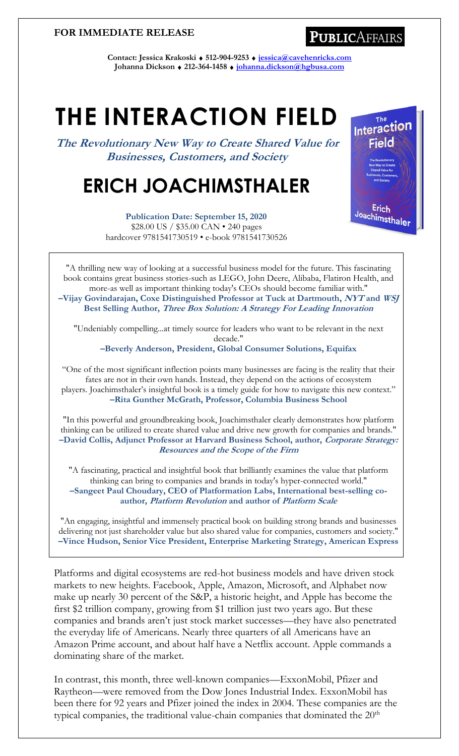**FOR IMMEDIATE RELEASE**

**PUBLICAFFAIRS**

**Contact: Jessica Krakoski ♦ 512-904-9253 ♦ jessica@cavehenricks.com**
**Johanna Dickson ♦ 212-364-1458 ♦ johanna.dickson@hgbusa.com**

# THE INTERACTION FIELD

***The Revolutionary New Way to Create Shared Value for Businesses, Customers, and Society***

# ERICH JOACHIMSTHALER

**Publication Date: September 15, 2020**
$28.00 US / $35.00 CAN • 240 pages
hardcover 9781541730519 • e-book 9781541730526

"A thrilling new way of looking at a successful business model for the future. This fascinating book contains great business stories-such as LEGO, John Deere, Alibaba, Flatiron Health, and more-as well as important thinking today's CEOs should become familiar with."
**–Vijay Govindarajan, Coxe Distinguished Professor at Tuck at Dartmouth, *NYT* and *WSJ* Best Selling Author, *Three Box Solution: A Strategy For Leading Innovation***

"Undeniably compelling...at timely source for leaders who want to be relevant in the next decade."
**–Beverly Anderson, President, Global Consumer Solutions, Equifax**

"One of the most significant inflection points many businesses are facing is the reality that their fates are not in their own hands. Instead, they depend on the actions of ecosystem players. Joachimsthaler's insightful book is a timely guide for how to navigate this new context."
**–Rita Gunther McGrath, Professor, Columbia Business School**

"In this powerful and groundbreaking book, Joachimsthaler clearly demonstrates how platform thinking can be utilized to create shared value and drive new growth for companies and brands."
**–David Collis, Adjunct Professor at Harvard Business School, author, *Corporate Strategy: Resources and the Scope of the Firm***

"A fascinating, practical and insightful book that brilliantly examines the value that platform thinking can bring to companies and brands in today's hyper-connected world."
**–Sangeet Paul Choudary, CEO of Platformation Labs, International best-selling co-author, *Platform Revolution* and author of *Platform Scale***

"An engaging, insightful and immensely practical book on building strong brands and businesses delivering not just shareholder value but also shared value for companies, customers and society."
**–Vince Hudson, Senior Vice President, Enterprise Marketing Strategy, American Express**

Platforms and digital ecosystems are red-hot business models and have driven stock markets to new heights. Facebook, Apple, Amazon, Microsoft, and Alphabet now make up nearly 30 percent of the S&P, a historic height, and Apple has become the first $2 trillion company, growing from $1 trillion just two years ago. But these companies and brands aren't just stock market successes—they have also penetrated the everyday life of Americans. Nearly three quarters of all Americans have an Amazon Prime account, and about half have a Netflix account. Apple commands a dominating share of the market.

In contrast, this month, three well-known companies—ExxonMobil, Pfizer and Raytheon—were removed from the Dow Jones Industrial Index. ExxonMobil has been there for 92 years and Pfizer joined the index in 2004. These companies are the typical companies, the traditional value-chain companies that dominated the 20th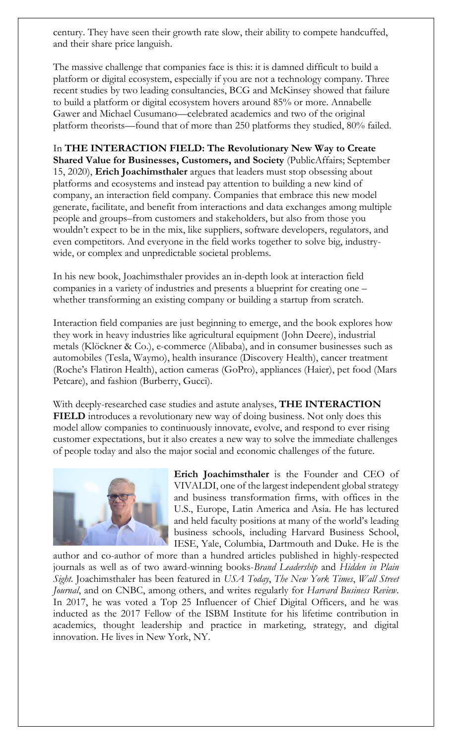century. They have seen their growth rate slow, their ability to compete handcuffed, and their share price languish.

The massive challenge that companies face is this: it is damned difficult to build a platform or digital ecosystem, especially if you are not a technology company. Three recent studies by two leading consultancies, BCG and McKinsey showed that failure to build a platform or digital ecosystem hovers around 85% or more. Annabelle Gawer and Michael Cusumano—celebrated academics and two of the original platform theorists—found that of more than 250 platforms they studied, 80% failed.

In **THE INTERACTION FIELD: The Revolutionary New Way to Create Shared Value for Businesses, Customers, and Society** (PublicAffairs; September 15, 2020), **Erich Joachimsthaler** argues that leaders must stop obsessing about platforms and ecosystems and instead pay attention to building a new kind of company, an interaction field company. Companies that embrace this new model generate, facilitate, and benefit from interactions and data exchanges among multiple people and groups–from customers and stakeholders, but also from those you wouldn't expect to be in the mix, like suppliers, software developers, regulators, and even competitors. And everyone in the field works together to solve big, industry-wide, or complex and unpredictable societal problems.

In his new book, Joachimsthaler provides an in-depth look at interaction field companies in a variety of industries and presents a blueprint for creating one – whether transforming an existing company or building a startup from scratch.

Interaction field companies are just beginning to emerge, and the book explores how they work in heavy industries like agricultural equipment (John Deere), industrial metals (Klöckner & Co.), e-commerce (Alibaba), and in consumer businesses such as automobiles (Tesla, Waymo), health insurance (Discovery Health), cancer treatment (Roche's Flatiron Health), action cameras (GoPro), appliances (Haier), pet food (Mars Petcare), and fashion (Burberry, Gucci).

With deeply-researched case studies and astute analyses, **THE INTERACTION FIELD** introduces a revolutionary new way of doing business. Not only does this model allow companies to continuously innovate, evolve, and respond to ever rising customer expectations, but it also creates a new way to solve the immediate challenges of people today and also the major social and economic challenges of the future.

**Erich Joachimsthaler** is the Founder and CEO of VIVALDI, one of the largest independent global strategy and business transformation firms, with offices in the U.S., Europe, Latin America and Asia. He has lectured and held faculty positions at many of the world's leading business schools, including Harvard Business School, IESE, Yale, Columbia, Dartmouth and Duke. He is the author and co-author of more than a hundred articles published in highly-respected journals as well as of two award-winning books-*Brand Leadership* and *Hidden in Plain Sight*. Joachimsthaler has been featured in *USA Today*, *The New York Times*, *Wall Street Journal*, and on CNBC, among others, and writes regularly for *Harvard Business Review*. In 2017, he was voted a Top 25 Influencer of Chief Digital Officers, and he was inducted as the 2017 Fellow of the ISBM Institute for his lifetime contribution in academics, thought leadership and practice in marketing, strategy, and digital innovation. He lives in New York, NY.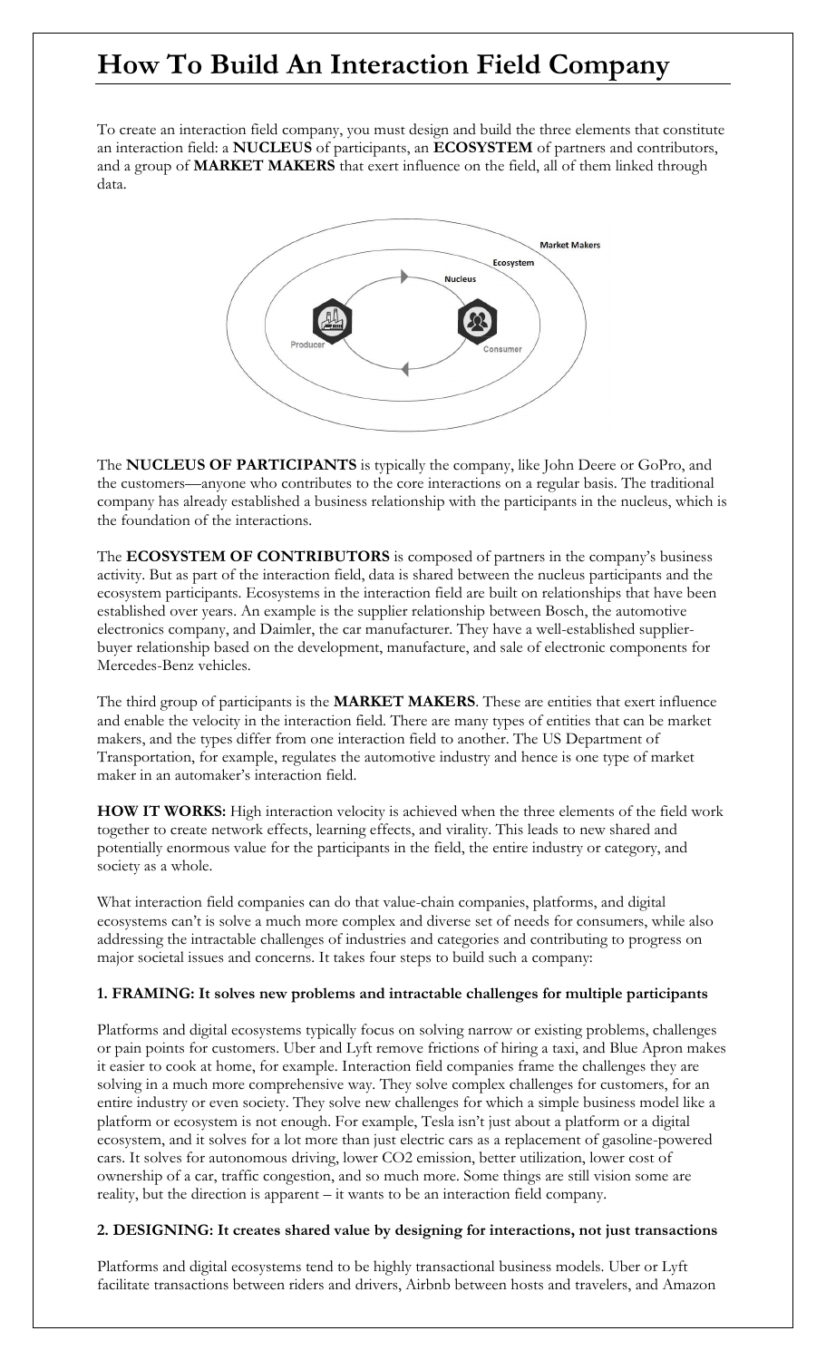# How To Build An Interaction Field Company

To create an interaction field company, you must design and build the three elements that constitute an interaction field: a **NUCLEUS** of participants, an **ECOSYSTEM** of partners and contributors, and a group of **MARKET MAKERS** that exert influence on the field, all of them linked through data.

The **NUCLEUS OF PARTICIPANTS** is typically the company, like John Deere or GoPro, and the customers—anyone who contributes to the core interactions on a regular basis. The traditional company has already established a business relationship with the participants in the nucleus, which is the foundation of the interactions.

The **ECOSYSTEM OF CONTRIBUTORS** is composed of partners in the company's business activity. But as part of the interaction field, data is shared between the nucleus participants and the ecosystem participants. Ecosystems in the interaction field are built on relationships that have been established over years. An example is the supplier relationship between Bosch, the automotive electronics company, and Daimler, the car manufacturer. They have a well-established supplier-buyer relationship based on the development, manufacture, and sale of electronic components for Mercedes-Benz vehicles.

The third group of participants is the **MARKET MAKERS**. These are entities that exert influence and enable the velocity in the interaction field. There are many types of entities that can be market makers, and the types differ from one interaction field to another. The US Department of Transportation, for example, regulates the automotive industry and hence is one type of market maker in an automaker's interaction field.

**HOW IT WORKS:** High interaction velocity is achieved when the three elements of the field work together to create network effects, learning effects, and virality. This leads to new shared and potentially enormous value for the participants in the field, the entire industry or category, and society as a whole.

What interaction field companies can do that value-chain companies, platforms, and digital ecosystems can't is solve a much more complex and diverse set of needs for consumers, while also addressing the intractable challenges of industries and categories and contributing to progress on major societal issues and concerns. It takes four steps to build such a company:

**1. FRAMING: It solves new problems and intractable challenges for multiple participants**

Platforms and digital ecosystems typically focus on solving narrow or existing problems, challenges or pain points for customers. Uber and Lyft remove frictions of hiring a taxi, and Blue Apron makes it easier to cook at home, for example. Interaction field companies frame the challenges they are solving in a much more comprehensive way. They solve complex challenges for customers, for an entire industry or even society. They solve new challenges for which a simple business model like a platform or ecosystem is not enough. For example, Tesla isn't just about a platform or a digital ecosystem, and it solves for a lot more than just electric cars as a replacement of gasoline-powered cars. It solves for autonomous driving, lower CO2 emission, better utilization, lower cost of ownership of a car, traffic congestion, and so much more. Some things are still vision some are reality, but the direction is apparent – it wants to be an interaction field company.

**2. DESIGNING: It creates shared value by designing for interactions, not just transactions**

Platforms and digital ecosystems tend to be highly transactional business models. Uber or Lyft facilitate transactions between riders and drivers, Airbnb between hosts and travelers, and Amazon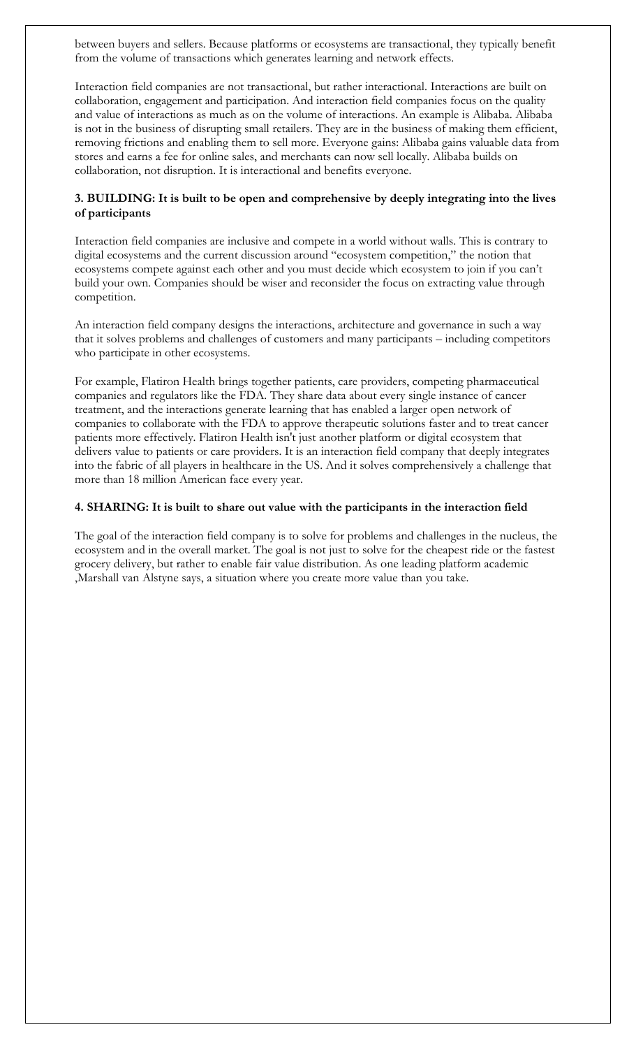between buyers and sellers. Because platforms or ecosystems are transactional, they typically benefit from the volume of transactions which generates learning and network effects.

Interaction field companies are not transactional, but rather interactional. Interactions are built on collaboration, engagement and participation. And interaction field companies focus on the quality and value of interactions as much as on the volume of interactions. An example is Alibaba. Alibaba is not in the business of disrupting small retailers. They are in the business of making them efficient, removing frictions and enabling them to sell more. Everyone gains: Alibaba gains valuable data from stores and earns a fee for online sales, and merchants can now sell locally. Alibaba builds on collaboration, not disruption. It is interactional and benefits everyone.

**3. BUILDING: It is built to be open and comprehensive by deeply integrating into the lives of participants**

Interaction field companies are inclusive and compete in a world without walls. This is contrary to digital ecosystems and the current discussion around "ecosystem competition," the notion that ecosystems compete against each other and you must decide which ecosystem to join if you can't build your own. Companies should be wiser and reconsider the focus on extracting value through competition.

An interaction field company designs the interactions, architecture and governance in such a way that it solves problems and challenges of customers and many participants – including competitors who participate in other ecosystems.

For example, Flatiron Health brings together patients, care providers, competing pharmaceutical companies and regulators like the FDA. They share data about every single instance of cancer treatment, and the interactions generate learning that has enabled a larger open network of companies to collaborate with the FDA to approve therapeutic solutions faster and to treat cancer patients more effectively. Flatiron Health isn't just another platform or digital ecosystem that delivers value to patients or care providers. It is an interaction field company that deeply integrates into the fabric of all players in healthcare in the US. And it solves comprehensively a challenge that more than 18 million American face every year.

**4. SHARING: It is built to share out value with the participants in the interaction field**

The goal of the interaction field company is to solve for problems and challenges in the nucleus, the ecosystem and in the overall market. The goal is not just to solve for the cheapest ride or the fastest grocery delivery, but rather to enable fair value distribution. As one leading platform academic ,Marshall van Alstyne says, a situation where you create more value than you take.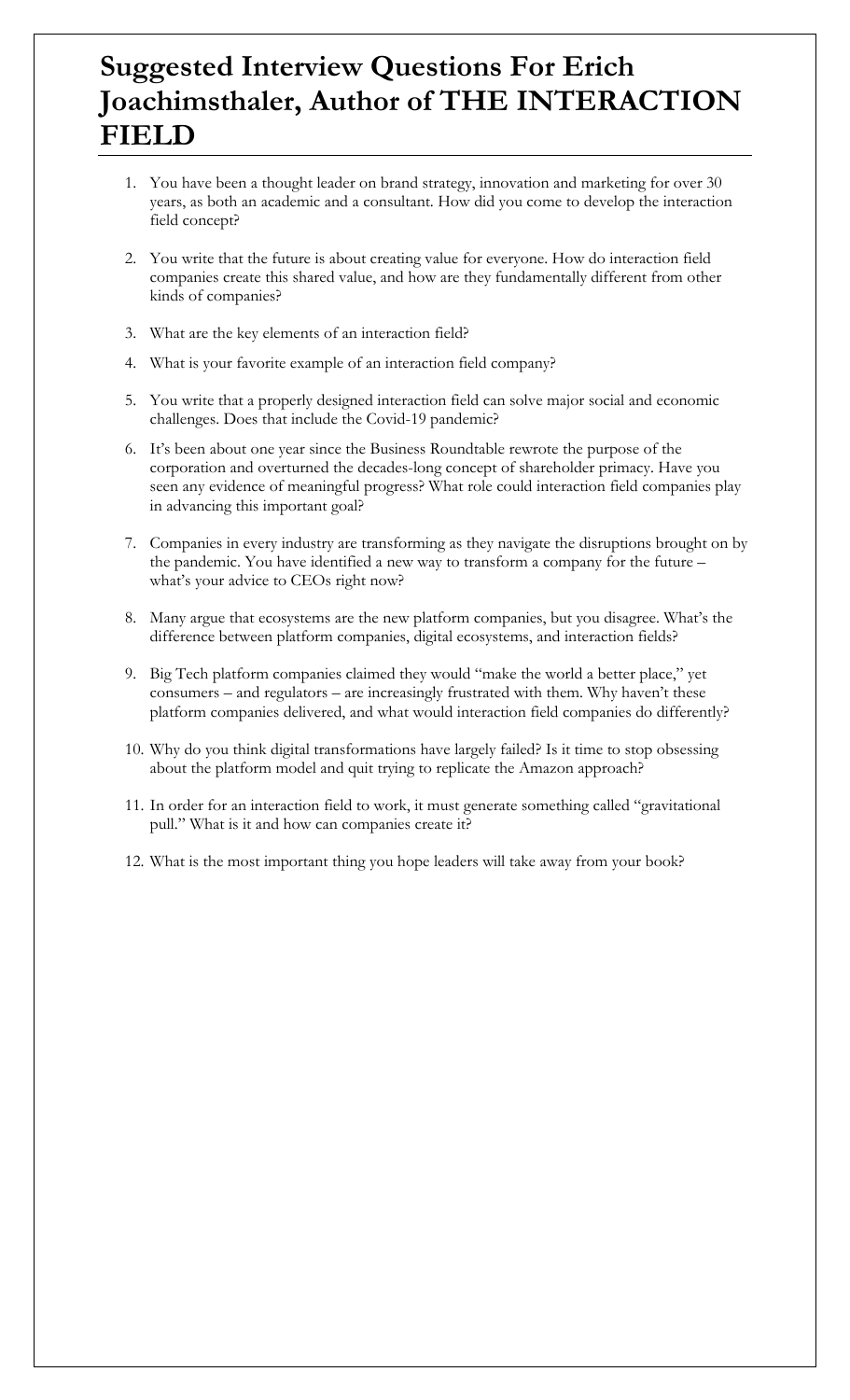# Suggested Interview Questions For Erich Joachimsthaler, Author of THE INTERACTION FIELD

1. You have been a thought leader on brand strategy, innovation and marketing for over 30 years, as both an academic and a consultant. How did you come to develop the interaction field concept?

2. You write that the future is about creating value for everyone. How do interaction field companies create this shared value, and how are they fundamentally different from other kinds of companies?

3. What are the key elements of an interaction field?

4. What is your favorite example of an interaction field company?

5. You write that a properly designed interaction field can solve major social and economic challenges. Does that include the Covid-19 pandemic?

6. It's been about one year since the Business Roundtable rewrote the purpose of the corporation and overturned the decades-long concept of shareholder primacy. Have you seen any evidence of meaningful progress? What role could interaction field companies play in advancing this important goal?

7. Companies in every industry are transforming as they navigate the disruptions brought on by the pandemic. You have identified a new way to transform a company for the future – what's your advice to CEOs right now?

8. Many argue that ecosystems are the new platform companies, but you disagree. What's the difference between platform companies, digital ecosystems, and interaction fields?

9. Big Tech platform companies claimed they would "make the world a better place," yet consumers – and regulators – are increasingly frustrated with them. Why haven't these platform companies delivered, and what would interaction field companies do differently?

10. Why do you think digital transformations have largely failed? Is it time to stop obsessing about the platform model and quit trying to replicate the Amazon approach?

11. In order for an interaction field to work, it must generate something called "gravitational pull." What is it and how can companies create it?

12. What is the most important thing you hope leaders will take away from your book?